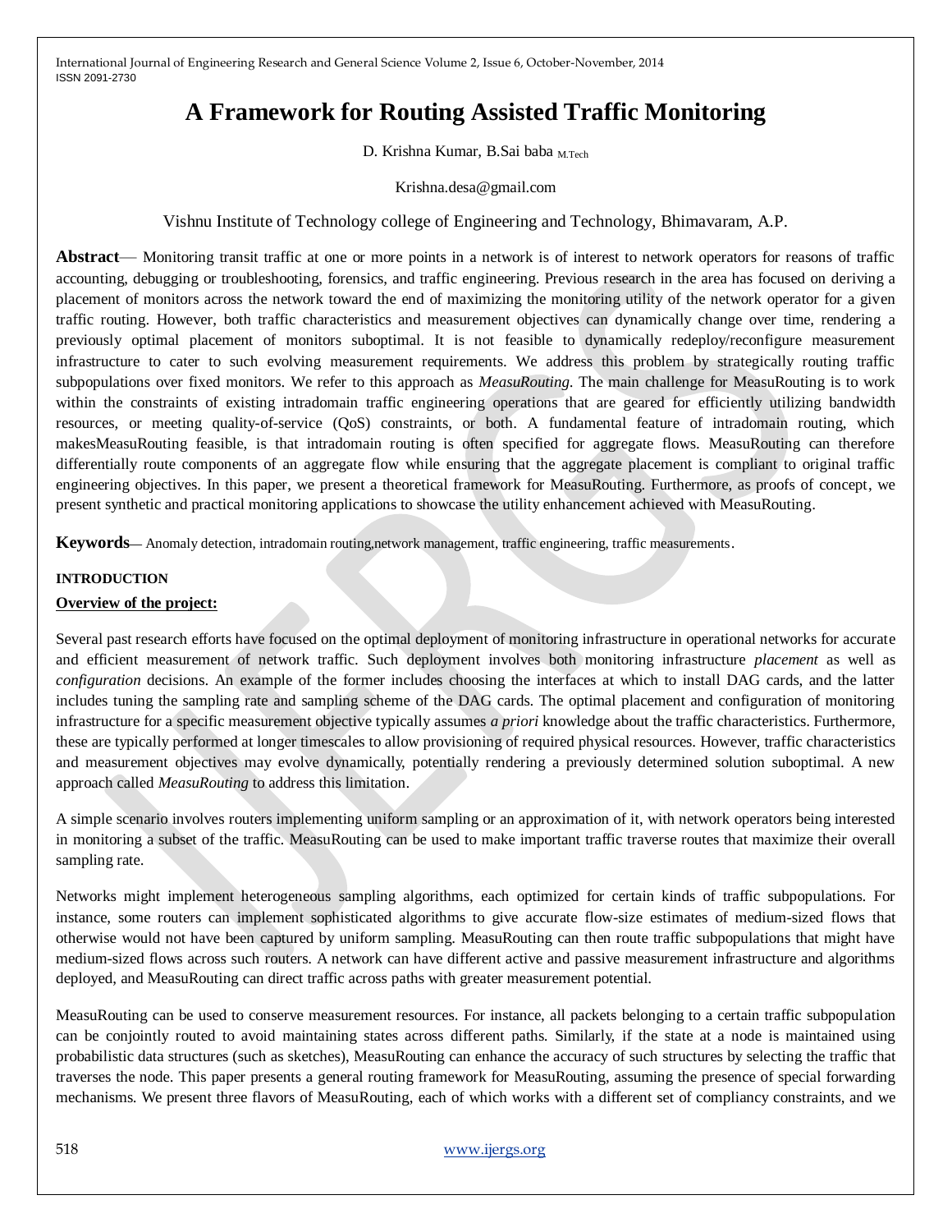# A Framework for Routing Assisted Traffic Monitoring

D. Krishna Kumar, B.Sai baba M.Tech

Krishna.desa@gmail.com

Vishnu Institute of Technology college of Engineering and Technology, Bhimavaram, A.P.

**Abstract**— Monitoring transit traffic at one or more points in a network is of interest to network operators for reasons of traffic accounting, debugging or troubleshooting, forensics, and traffic engineering. Previous research in the area has focused on deriving a placement of monitors across the network toward the end of maximizing the monitoring utility of the network operator for a given traffic routing. However, both traffic characteristics and measurement objectives can dynamically change over time, rendering a previously optimal placement of monitors suboptimal. It is not feasible to dynamically redeploy/reconfigure measurement infrastructure to cater to such evolving measurement requirements. We address this problem by strategically routing traffic subpopulations over fixed monitors. We refer to this approach as *MeasuRouting*. The main challenge for MeasuRouting is to work within the constraints of existing intradomain traffic engineering operations that are geared for efficiently utilizing bandwidth resources, or meeting quality-of-service (QoS) constraints, or both. A fundamental feature of intradomain routing, which makesMeasuRouting feasible, is that intradomain routing is often specified for aggregate flows. MeasuRouting can therefore differentially route components of an aggregate flow while ensuring that the aggregate placement is compliant to original traffic engineering objectives. In this paper, we present a theoretical framework for MeasuRouting. Furthermore, as proofs of concept, we present synthetic and practical monitoring applications to showcase the utility enhancement achieved with MeasuRouting.

**Keywords**— Anomaly detection, intradomain routing,network management, traffic engineering, traffic measurements.

## INTRODUCTION

### Overview of the project:

Several past research efforts have focused on the optimal deployment of monitoring infrastructure in operational networks for accurate and efficient measurement of network traffic. Such deployment involves both monitoring infrastructure *placement* as well as *configuration* decisions. An example of the former includes choosing the interfaces at which to install DAG cards, and the latter includes tuning the sampling rate and sampling scheme of the DAG cards. The optimal placement and configuration of monitoring infrastructure for a specific measurement objective typically assumes *a priori* knowledge about the traffic characteristics. Furthermore, these are typically performed at longer timescales to allow provisioning of required physical resources. However, traffic characteristics and measurement objectives may evolve dynamically, potentially rendering a previously determined solution suboptimal. A new approach called *MeasuRouting* to address this limitation.

A simple scenario involves routers implementing uniform sampling or an approximation of it, with network operators being interested in monitoring a subset of the traffic. MeasuRouting can be used to make important traffic traverse routes that maximize their overall sampling rate.

Networks might implement heterogeneous sampling algorithms, each optimized for certain kinds of traffic subpopulations. For instance, some routers can implement sophisticated algorithms to give accurate flow-size estimates of medium-sized flows that otherwise would not have been captured by uniform sampling. MeasuRouting can then route traffic subpopulations that might have medium-sized flows across such routers. A network can have different active and passive measurement infrastructure and algorithms deployed, and MeasuRouting can direct traffic across paths with greater measurement potential.

MeasuRouting can be used to conserve measurement resources. For instance, all packets belonging to a certain traffic subpopulation can be conjointly routed to avoid maintaining states across different paths. Similarly, if the state at a node is maintained using probabilistic data structures (such as sketches), MeasuRouting can enhance the accuracy of such structures by selecting the traffic that traverses the node. This paper presents a general routing framework for MeasuRouting, assuming the presence of special forwarding mechanisms. We present three flavors of MeasuRouting, each of which works with a different set of compliancy constraints, and we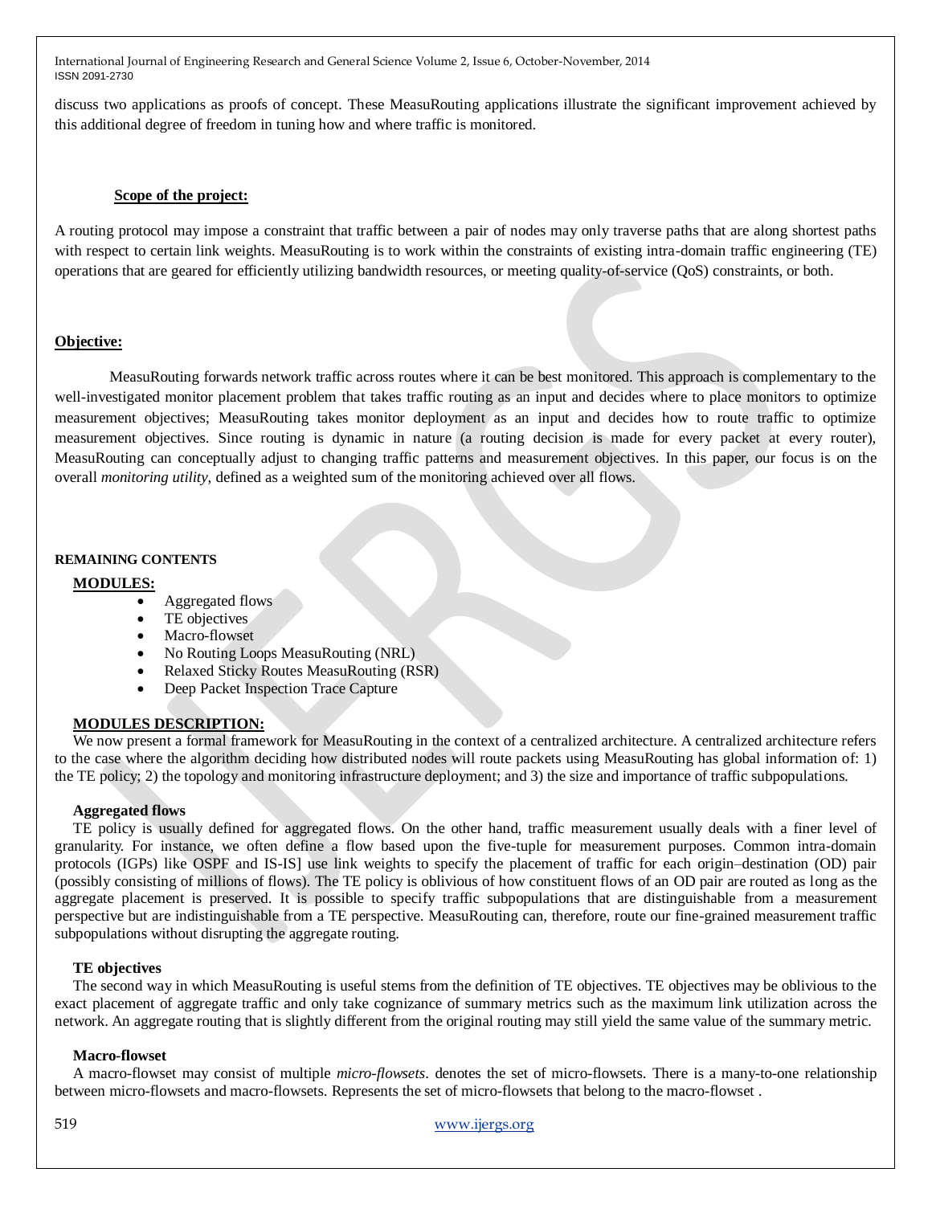discuss two applications as proofs of concept. These MeasuRouting applications illustrate the significant improvement achieved by this additional degree of freedom in tuning how and where traffic is monitored.

### Scope of the project:

A routing protocol may impose a constraint that traffic between a pair of nodes may only traverse paths that are along shortest paths with respect to certain link weights. MeasuRouting is to work within the constraints of existing intra-domain traffic engineering (TE) operations that are geared for efficiently utilizing bandwidth resources, or meeting quality-of-service (QoS) constraints, or both.

### Objective:

MeasuRouting forwards network traffic across routes where it can be best monitored. This approach is complementary to the well-investigated monitor placement problem that takes traffic routing as an input and decides where to place monitors to optimize measurement objectives; MeasuRouting takes monitor deployment as an input and decides how to route traffic to optimize measurement objectives. Since routing is dynamic in nature (a routing decision is made for every packet at every router), MeasuRouting can conceptually adjust to changing traffic patterns and measurement objectives. In this paper, our focus is on the overall *monitoring utility*, defined as a weighted sum of the monitoring achieved over all flows.

## REMAINING CONTENTS

### MODULES:

- Aggregated flows
- TE objectives
- Macro-flowset
- No Routing Loops MeasuRouting (NRL)
- Relaxed Sticky Routes MeasuRouting (RSR)
- Deep Packet Inspection Trace Capture

### MODULES DESCRIPTION:

We now present a formal framework for MeasuRouting in the context of a centralized architecture. A centralized architecture refers to the case where the algorithm deciding how distributed nodes will route packets using MeasuRouting has global information of: 1) the TE policy; 2) the topology and monitoring infrastructure deployment; and 3) the size and importance of traffic subpopulations.

#### Aggregated flows

TE policy is usually defined for aggregated flows. On the other hand, traffic measurement usually deals with a finer level of granularity. For instance, we often define a flow based upon the five-tuple for measurement purposes. Common intra-domain protocols (IGPs) like OSPF and IS-IS] use link weights to specify the placement of traffic for each origin–destination (OD) pair (possibly consisting of millions of flows). The TE policy is oblivious of how constituent flows of an OD pair are routed as long as the aggregate placement is preserved. It is possible to specify traffic subpopulations that are distinguishable from a measurement perspective but are indistinguishable from a TE perspective. MeasuRouting can, therefore, route our fine-grained measurement traffic subpopulations without disrupting the aggregate routing.

#### TE objectives

The second way in which MeasuRouting is useful stems from the definition of TE objectives. TE objectives may be oblivious to the exact placement of aggregate traffic and only take cognizance of summary metrics such as the maximum link utilization across the network. An aggregate routing that is slightly different from the original routing may still yield the same value of the summary metric.

#### Macro-flowset

A macro-flowset may consist of multiple *micro-flowsets*. denotes the set of micro-flowsets. There is a many-to-one relationship between micro-flowsets and macro-flowsets. Represents the set of micro-flowsets that belong to the macro-flowset .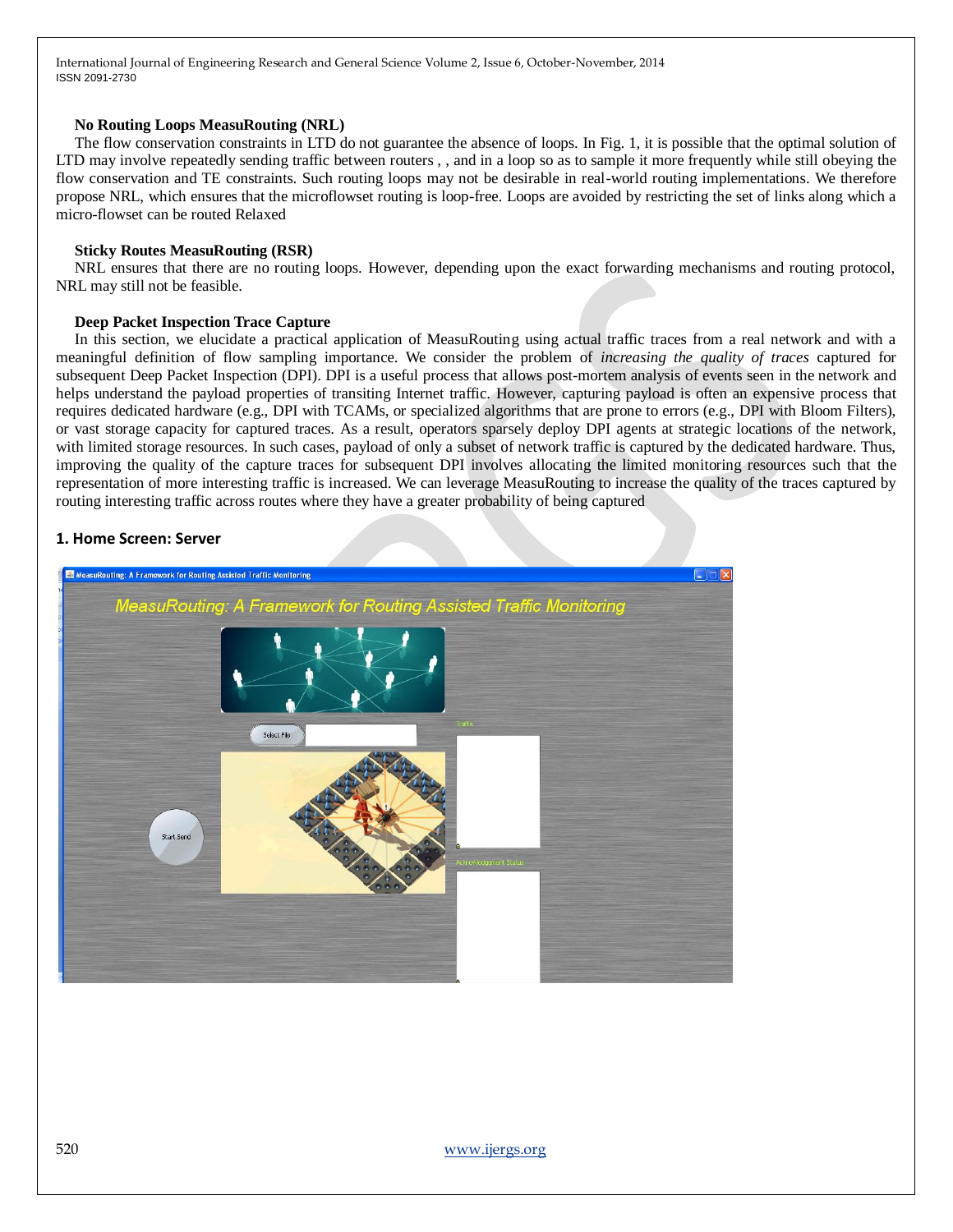**No Routing Loops MeasuRouting (NRL)**

The flow conservation constraints in LTD do not guarantee the absence of loops. In Fig. 1, it is possible that the optimal solution of LTD may involve repeatedly sending traffic between routers , , and in a loop so as to sample it more frequently while still obeying the flow conservation and TE constraints. Such routing loops may not be desirable in real-world routing implementations. We therefore propose NRL, which ensures that the microflowset routing is loop-free. Loops are avoided by restricting the set of links along which a micro-flowset can be routed Relaxed

**Sticky Routes MeasuRouting (RSR)**

NRL ensures that there are no routing loops. However, depending upon the exact forwarding mechanisms and routing protocol, NRL may still not be feasible.

**Deep Packet Inspection Trace Capture**

In this section, we elucidate a practical application of MeasuRouting using actual traffic traces from a real network and with a meaningful definition of flow sampling importance. We consider the problem of *increasing the quality of traces* captured for subsequent Deep Packet Inspection (DPI). DPI is a useful process that allows post-mortem analysis of events seen in the network and helps understand the payload properties of transiting Internet traffic. However, capturing payload is often an expensive process that requires dedicated hardware (e.g., DPI with TCAMs, or specialized algorithms that are prone to errors (e.g., DPI with Bloom Filters), or vast storage capacity for captured traces. As a result, operators sparsely deploy DPI agents at strategic locations of the network, with limited storage resources. In such cases, payload of only a subset of network traffic is captured by the dedicated hardware. Thus, improving the quality of the capture traces for subsequent DPI involves allocating the limited monitoring resources such that the representation of more interesting traffic is increased. We can leverage MeasuRouting to increase the quality of the traces captured by routing interesting traffic across routes where they have a greater probability of being captured

## 1. Home Screen: Server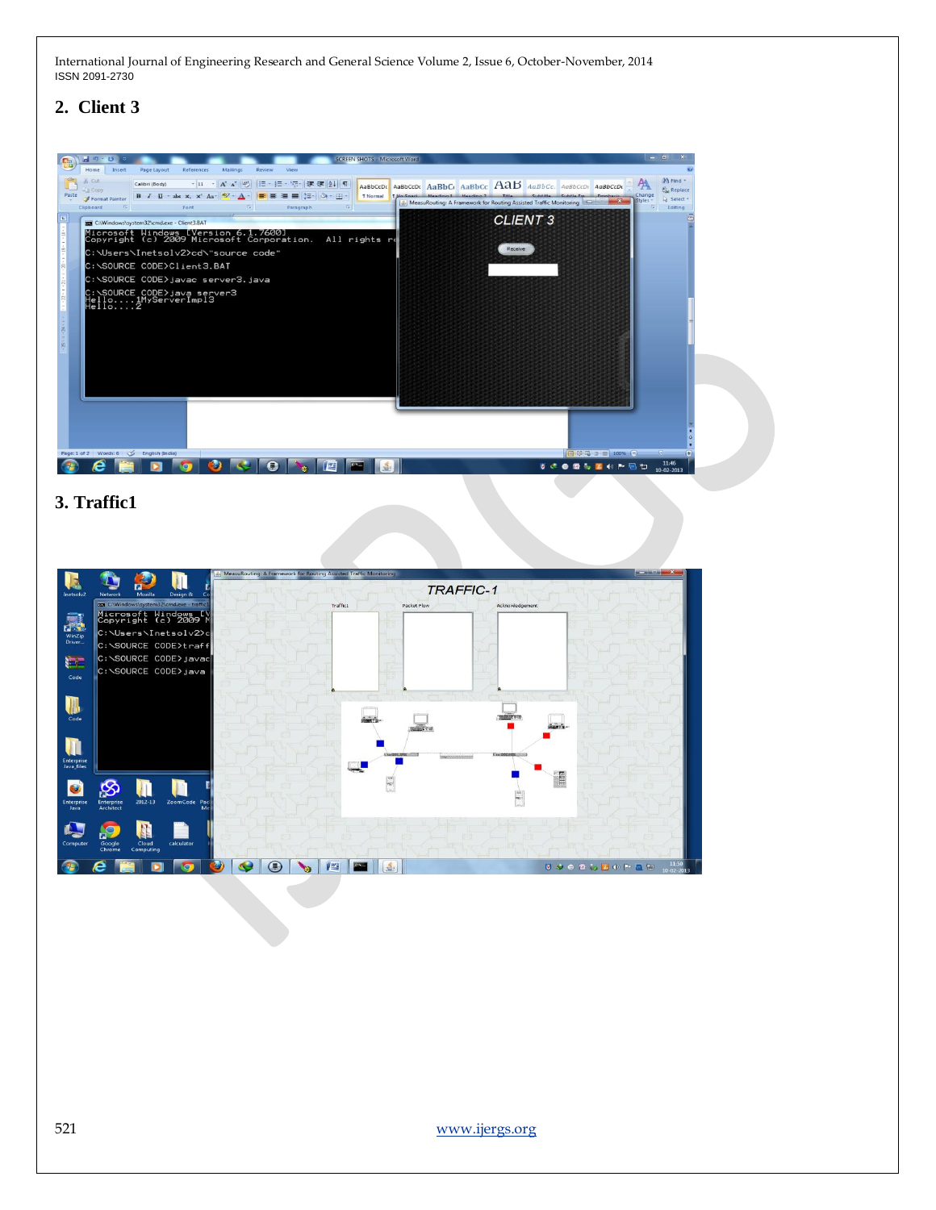## 2. Client 3

## 3. Traffic1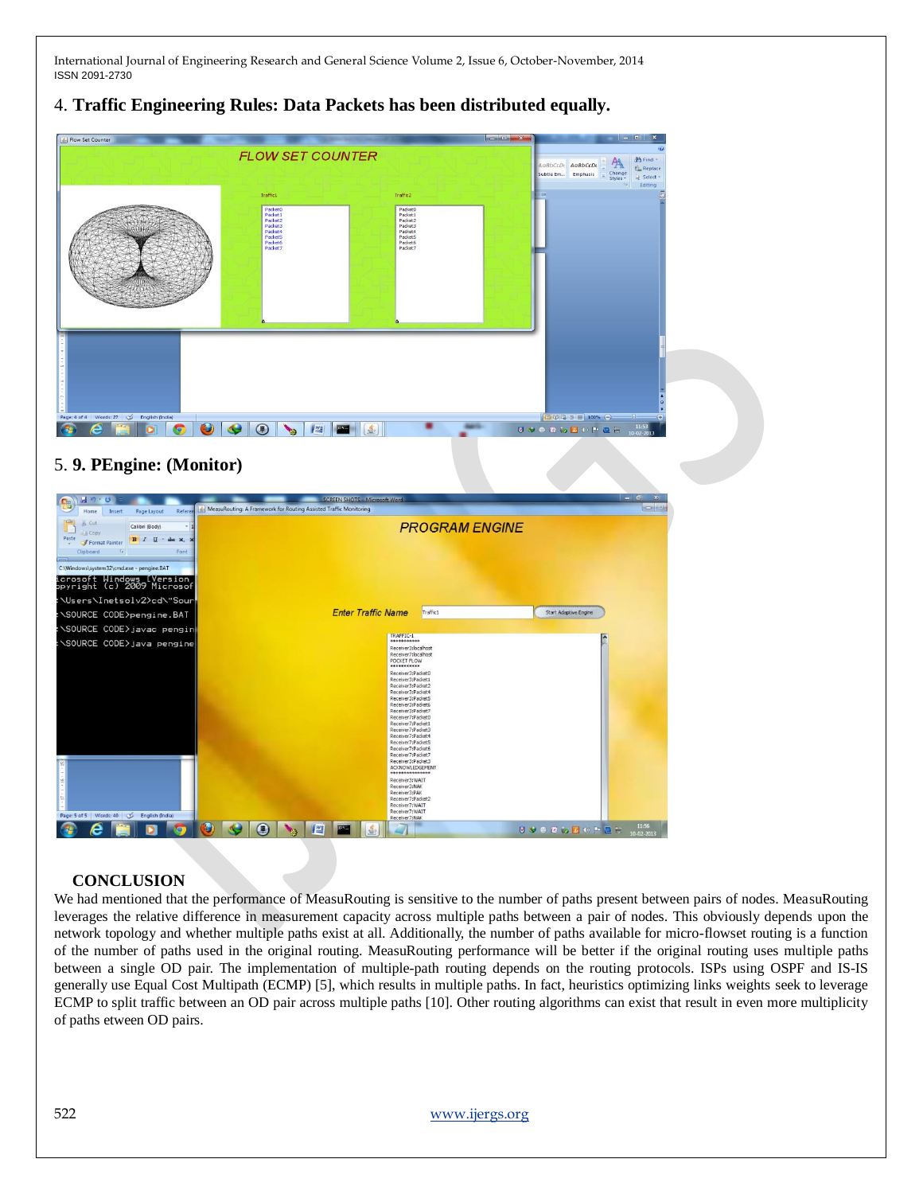4. **Traffic Engineering Rules: Data Packets has been distributed equally.**

5. **9. PEngine: (Monitor)**

## CONCLUSION

We had mentioned that the performance of MeasuRouting is sensitive to the number of paths present between pairs of nodes. MeasuRouting leverages the relative difference in measurement capacity across multiple paths between a pair of nodes. This obviously depends upon the network topology and whether multiple paths exist at all. Additionally, the number of paths available for micro-flowset routing is a function of the number of paths used in the original routing. MeasuRouting performance will be better if the original routing uses multiple paths between a single OD pair. The implementation of multiple-path routing depends on the routing protocols. ISPs using OSPF and IS-IS generally use Equal Cost Multipath (ECMP) [5], which results in multiple paths. In fact, heuristics optimizing links weights seek to leverage ECMP to split traffic between an OD pair across multiple paths [10]. Other routing algorithms can exist that result in even more multiplicity of paths etween OD pairs.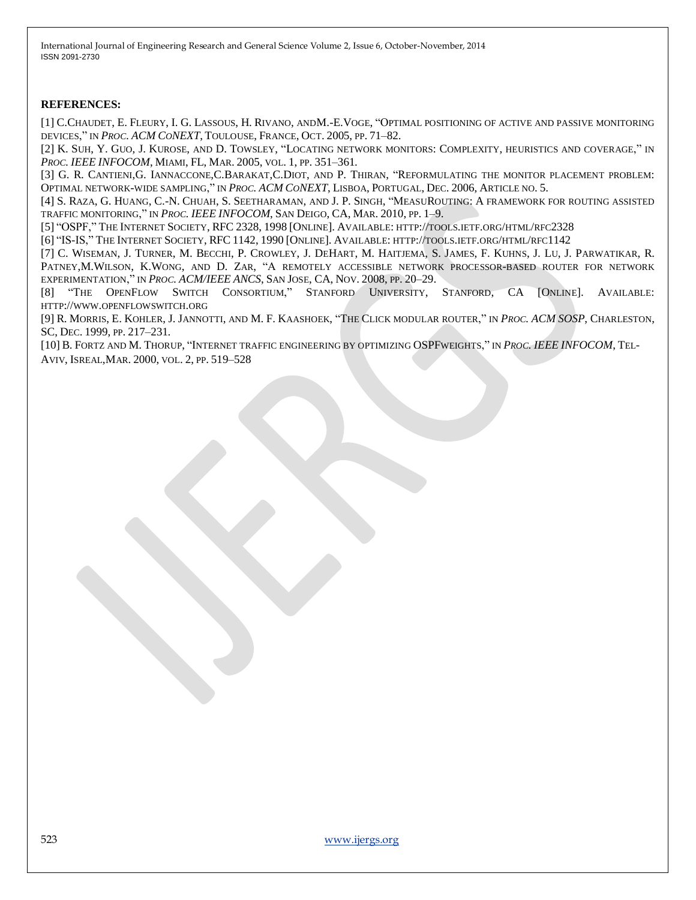**REFERENCES:**

[1] C.Chaudet, E. Fleury, I. G. Lassous, H. Rivano, andM.-E.Voge, "Optimal positioning of active and passive monitoring devices," in *Proc. ACM CoNEXT*, Toulouse, France, Oct. 2005, pp. 71–82.

[2] K. Suh, Y. Guo, J. Kurose, and D. Towsley, "Locating network monitors: Complexity, heuristics and coverage," in *Proc. IEEE INFOCOM*, Miami, FL, Mar. 2005, vol. 1, pp. 351–361.

[3] G. R. Cantieni,G. Iannaccone,C.Barakat,C.Diot, and P. Thiran, "Reformulating the monitor placement problem: Optimal network-wide sampling," in *Proc. ACM CoNEXT*, Lisboa, Portugal, Dec. 2006, Article no. 5.

[4] S. Raza, G. Huang, C.-N. Chuah, S. Seetharaman, and J. P. Singh, "MeasuRouting: A framework for routing assisted traffic monitoring," in *Proc. IEEE INFOCOM*, San Deigo, CA, Mar. 2010, pp. 1–9.

[5] "OSPF," The Internet Society, RFC 2328, 1998 [Online]. Available: http://tools.ietf.org/html/rfc2328

[6] "IS-IS," The Internet Society, RFC 1142, 1990 [Online]. Available: http://tools.ietf.org/html/rfc1142

[7] C. Wiseman, J. Turner, M. Becchi, P. Crowley, J. DeHart, M. Haitjema, S. James, F. Kuhns, J. Lu, J. Parwatikar, R. Patney,M.Wilson, K.Wong, and D. Zar, "A remotely accessible network processor-based router for network experimentation," in *Proc. ACM/IEEE ANCS*, San Jose, CA, Nov. 2008, pp. 20–29.

[8] "The OpenFlow Switch Consortium," Stanford University, Stanford, CA [Online]. Available: http://www.openflowswitch.org

[9] R. Morris, E. Kohler, J. Jannotti, and M. F. Kaashoek, "The Click modular router," in *Proc. ACM SOSP*, Charleston, SC, Dec. 1999, pp. 217–231.

[10] B. Fortz and M. Thorup, "Internet traffic engineering by optimizing OSPFweights," in *Proc. IEEE INFOCOM*, Tel-Aviv, Isreal,Mar. 2000, vol. 2, pp. 519–528